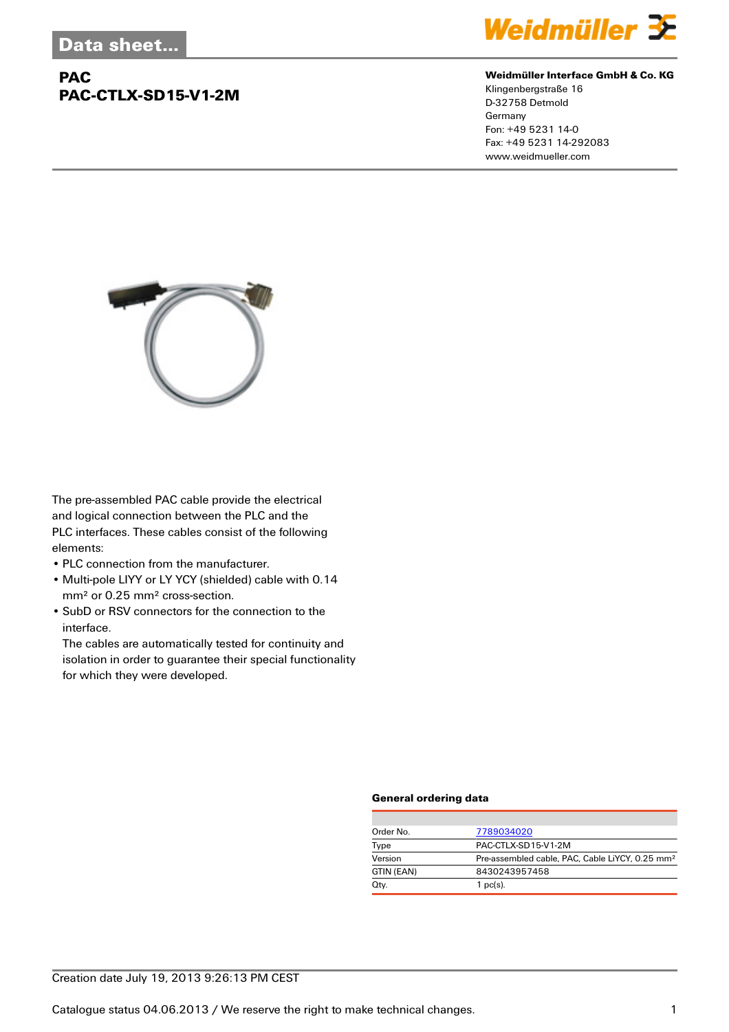# Data sheet...

## PAC
## PAC-CTLX-SD15-V1-2M

**Weidmüller Interface GmbH & Co. KG**
Klingenbergstraße 16
D-32758 Detmold
Germany
Fon: +49 5231 14-0
Fax: +49 5231 14-292083
www.weidmueller.com

The pre-assembled PAC cable provide the electrical and logical connection between the PLC and the PLC interfaces. These cables consist of the following elements:

- PLC connection from the manufacturer.
- Multi-pole LIYY or LY YCY (shielded) cable with 0.14 mm² or 0.25 mm² cross-section.
- SubD or RSV connectors for the connection to the interface.
  The cables are automatically tested for continuity and isolation in order to guarantee their special functionality for which they were developed.

### General ordering data

| | |
|---|---|
| Order No. | 7789034020 |
| Type | PAC-CTLX-SD15-V1-2M |
| Version | Pre-assembled cable, PAC, Cable LiYCY, 0.25 mm² |
| GTIN (EAN) | 8430243957458 |
| Qty. | 1 pc(s). |

Creation date July 19, 2013 9:26:13 PM CEST

Catalogue status 04.06.2013 / We reserve the right to make technical changes.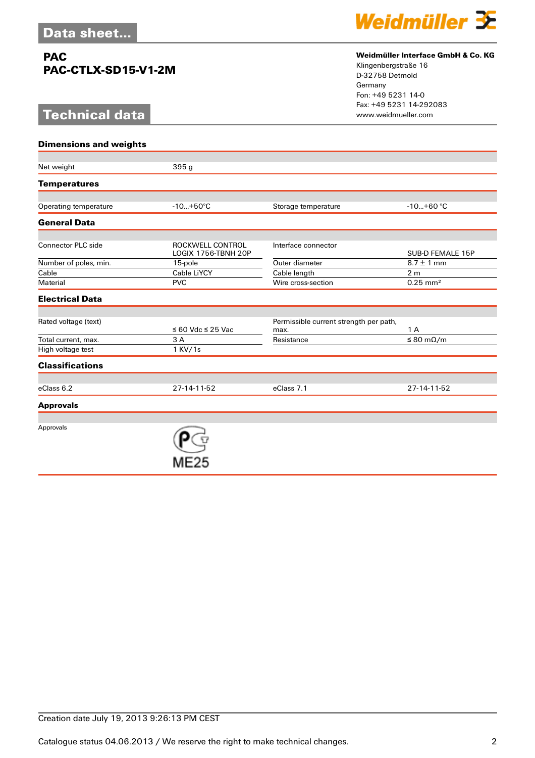# Data sheet...

**PAC**
**PAC-CTLX-SD15-V1-2M**

**Weidmüller Interface GmbH & Co. KG**
Klingenbergstraße 16
D-32758 Detmold
Germany
Fon: +49 5231 14-0
Fax: +49 5231 14-292083
www.weidmueller.com

## Technical data

### Dimensions and weights

| | | | |
|---|---|---|---|
| Net weight | 395 g | | |

### Temperatures

| | | | |
|---|---|---|---|
| Operating temperature | -10...+50°C | Storage temperature | -10...+60 °C |

### General Data

| | | | |
|---|---|---|---|
| Connector PLC side | ROCKWELL CONTROL LOGIX 1756-TBNH 20P | Interface connector | SUB-D FEMALE 15P |
| Number of poles, min. | 15-pole | Outer diameter | 8.7 ± 1 mm |
| Cable | Cable LiYCY | Cable length | 2 m |
| Material | PVC | Wire cross-section | 0.25 mm² |

### Electrical Data

| | | | |
|---|---|---|---|
| Rated voltage (text) | ≤ 60 Vdc ≤ 25 Vac | Permissible current strength per path, max. | 1 A |
| Total current, max. | 3 A | Resistance | ≤ 80 mΩ/m |
| High voltage test | 1 KV/1s | | |

### Classifications

| | | | |
|---|---|---|---|
| eClass 6.2 | 27-14-11-52 | eClass 7.1 | 27-14-11-52 |

### Approvals

Approvals

ME25

Creation date July 19, 2013 9:26:13 PM CEST

Catalogue status 04.06.2013 / We reserve the right to make technical changes.